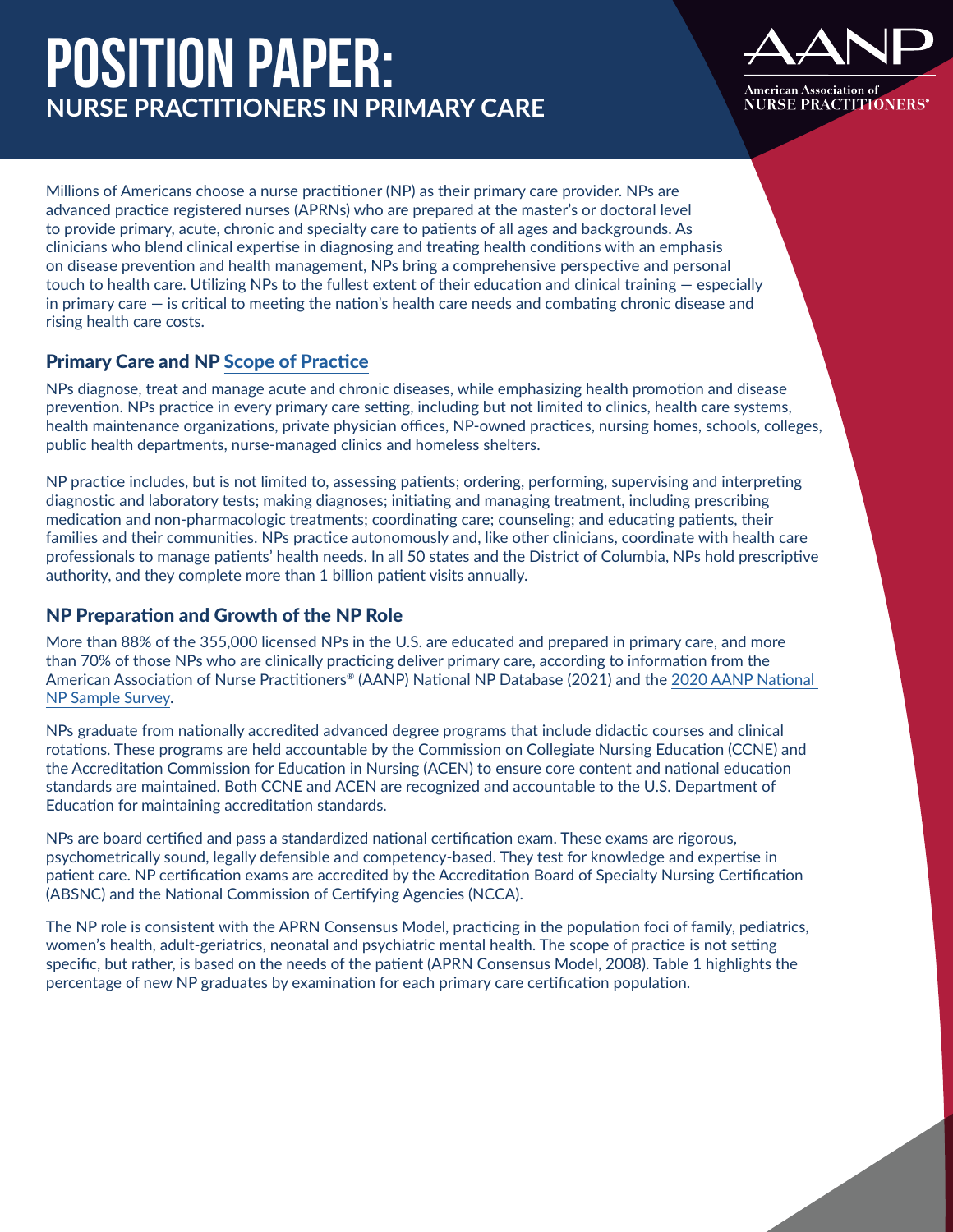# POSITION PAPER:
## NURSE PRACTITIONERS IN PRIMARY CARE

Millions of Americans choose a nurse practitioner (NP) as their primary care provider. NPs are advanced practice registered nurses (APRNs) who are prepared at the master's or doctoral level to provide primary, acute, chronic and specialty care to patients of all ages and backgrounds. As clinicians who blend clinical expertise in diagnosing and treating health conditions with an emphasis on disease prevention and health management, NPs bring a comprehensive perspective and personal touch to health care. Utilizing NPs to the fullest extent of their education and clinical training — especially in primary care — is critical to meeting the nation's health care needs and combating chronic disease and rising health care costs.

### Primary Care and NP Scope of Practice

NPs diagnose, treat and manage acute and chronic diseases, while emphasizing health promotion and disease prevention. NPs practice in every primary care setting, including but not limited to clinics, health care systems, health maintenance organizations, private physician offices, NP-owned practices, nursing homes, schools, colleges, public health departments, nurse-managed clinics and homeless shelters.

NP practice includes, but is not limited to, assessing patients; ordering, performing, supervising and interpreting diagnostic and laboratory tests; making diagnoses; initiating and managing treatment, including prescribing medication and non-pharmacologic treatments; coordinating care; counseling; and educating patients, their families and their communities. NPs practice autonomously and, like other clinicians, coordinate with health care professionals to manage patients' health needs. In all 50 states and the District of Columbia, NPs hold prescriptive authority, and they complete more than 1 billion patient visits annually.

### NP Preparation and Growth of the NP Role

More than 88% of the 355,000 licensed NPs in the U.S. are educated and prepared in primary care, and more than 70% of those NPs who are clinically practicing deliver primary care, according to information from the American Association of Nurse Practitioners® (AANP) National NP Database (2021) and the 2020 AANP National NP Sample Survey.

NPs graduate from nationally accredited advanced degree programs that include didactic courses and clinical rotations. These programs are held accountable by the Commission on Collegiate Nursing Education (CCNE) and the Accreditation Commission for Education in Nursing (ACEN) to ensure core content and national education standards are maintained. Both CCNE and ACEN are recognized and accountable to the U.S. Department of Education for maintaining accreditation standards.

NPs are board certified and pass a standardized national certification exam. These exams are rigorous, psychometrically sound, legally defensible and competency-based. They test for knowledge and expertise in patient care. NP certification exams are accredited by the Accreditation Board of Specialty Nursing Certification (ABSNC) and the National Commission of Certifying Agencies (NCCA).

The NP role is consistent with the APRN Consensus Model, practicing in the population foci of family, pediatrics, women's health, adult-geriatrics, neonatal and psychiatric mental health. The scope of practice is not setting specific, but rather, is based on the needs of the patient (APRN Consensus Model, 2008). Table 1 highlights the percentage of new NP graduates by examination for each primary care certification population.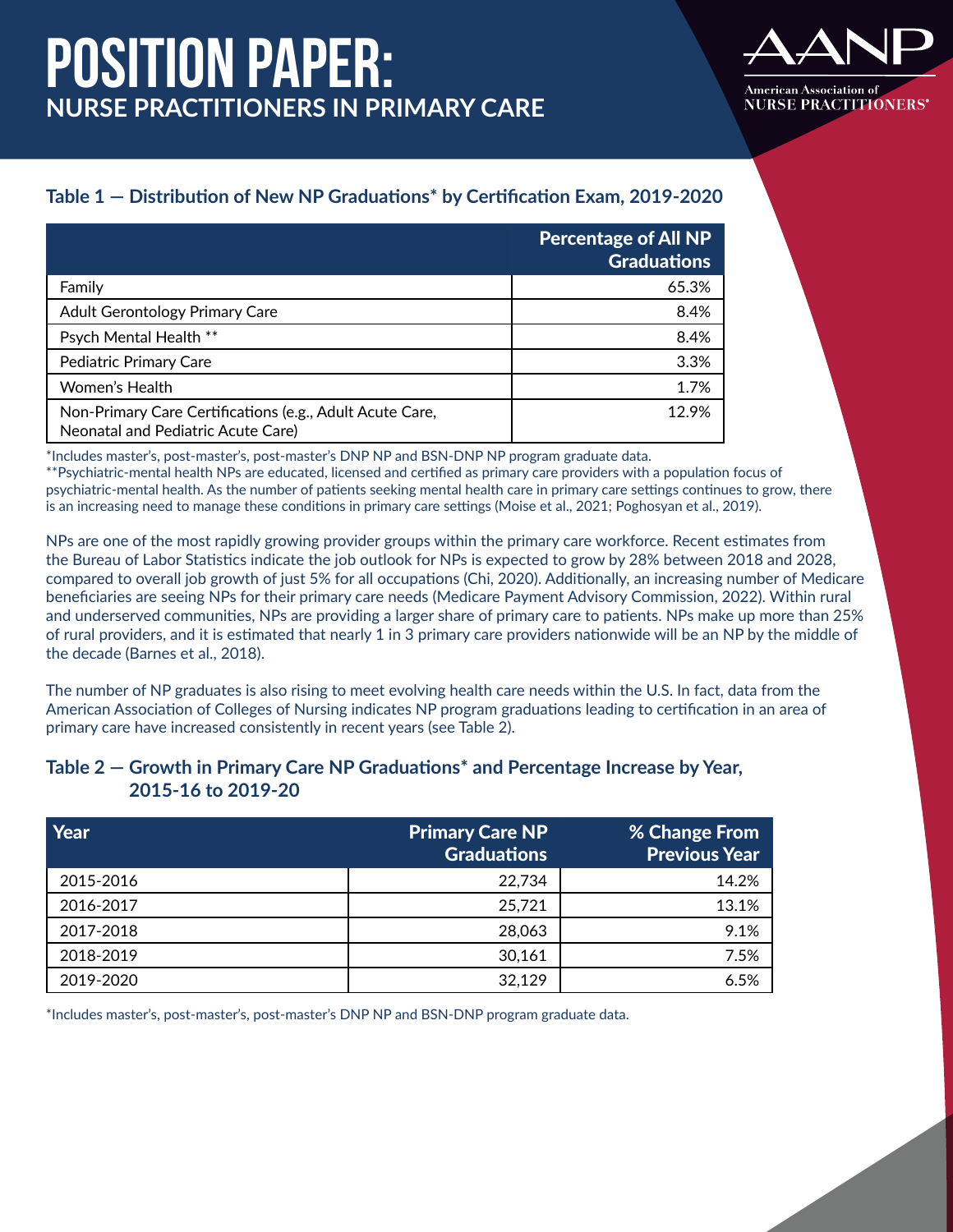### Table 1 — Distribution of New NP Graduations* by Certification Exam, 2019-2020

| | Percentage of All NP Graduations |
|---|---|
| Family | 65.3% |
| Adult Gerontology Primary Care | 8.4% |
| Psych Mental Health ** | 8.4% |
| Pediatric Primary Care | 3.3% |
| Women's Health | 1.7% |
| Non-Primary Care Certifications (e.g., Adult Acute Care, Neonatal and Pediatric Acute Care) | 12.9% |

*Includes master's, post-master's, post-master's DNP NP and BSN-DNP NP program graduate data.

**Psychiatric-mental health NPs are educated, licensed and certified as primary care providers with a population focus of psychiatric-mental health. As the number of patients seeking mental health care in primary care settings continues to grow, there is an increasing need to manage these conditions in primary care settings (Moise et al., 2021; Poghosyan et al., 2019).

NPs are one of the most rapidly growing provider groups within the primary care workforce. Recent estimates from the Bureau of Labor Statistics indicate the job outlook for NPs is expected to grow by 28% between 2018 and 2028, compared to overall job growth of just 5% for all occupations (Chi, 2020). Additionally, an increasing number of Medicare beneficiaries are seeing NPs for their primary care needs (Medicare Payment Advisory Commission, 2022). Within rural and underserved communities, NPs are providing a larger share of primary care to patients. NPs make up more than 25% of rural providers, and it is estimated that nearly 1 in 3 primary care providers nationwide will be an NP by the middle of the decade (Barnes et al., 2018).

The number of NP graduates is also rising to meet evolving health care needs within the U.S. In fact, data from the American Association of Colleges of Nursing indicates NP program graduations leading to certification in an area of primary care have increased consistently in recent years (see Table 2).

### Table 2 — Growth in Primary Care NP Graduations* and Percentage Increase by Year, 2015-16 to 2019-20

| Year | Primary Care NP Graduations | % Change From Previous Year |
|---|---|---|
| 2015-2016 | 22,734 | 14.2% |
| 2016-2017 | 25,721 | 13.1% |
| 2017-2018 | 28,063 | 9.1% |
| 2018-2019 | 30,161 | 7.5% |
| 2019-2020 | 32,129 | 6.5% |

*Includes master's, post-master's, post-master's DNP NP and BSN-DNP NP program graduate data.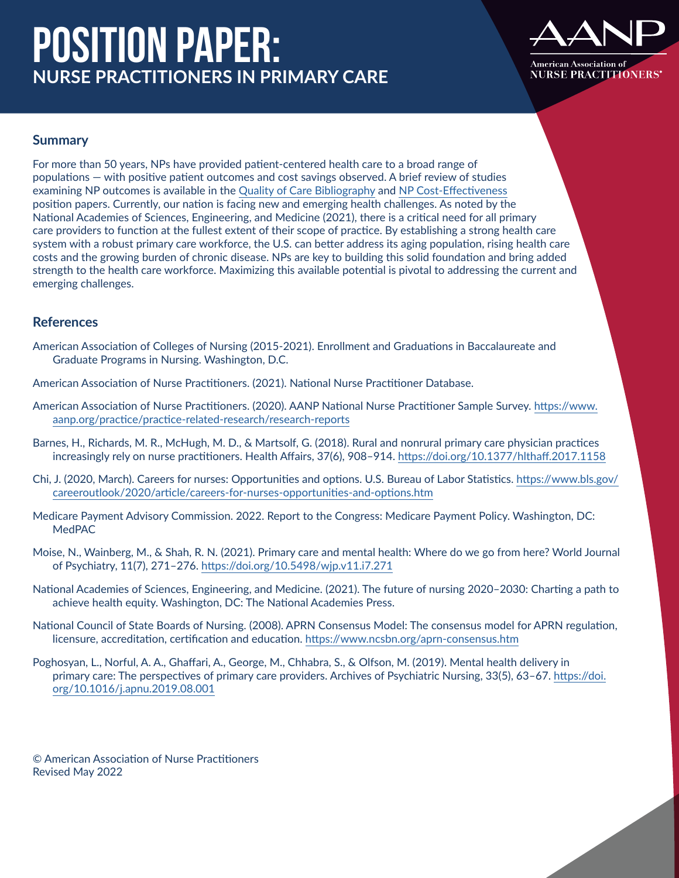# POSITION PAPER:
## NURSE PRACTITIONERS IN PRIMARY CARE

### Summary

For more than 50 years, NPs have provided patient-centered health care to a broad range of populations — with positive patient outcomes and cost savings observed. A brief review of studies examining NP outcomes is available in the Quality of Care Bibliography and NP Cost-Effectiveness position papers. Currently, our nation is facing new and emerging health challenges. As noted by the National Academies of Sciences, Engineering, and Medicine (2021), there is a critical need for all primary care providers to function at the fullest extent of their scope of practice. By establishing a strong health care system with a robust primary care workforce, the U.S. can better address its aging population, rising health care costs and the growing burden of chronic disease. NPs are key to building this solid foundation and bring added strength to the health care workforce. Maximizing this available potential is pivotal to addressing the current and emerging challenges.

### References

American Association of Colleges of Nursing (2015-2021). Enrollment and Graduations in Baccalaureate and Graduate Programs in Nursing. Washington, D.C.

American Association of Nurse Practitioners. (2021). National Nurse Practitioner Database.

American Association of Nurse Practitioners. (2020). AANP National Nurse Practitioner Sample Survey. https://www.aanp.org/practice/practice-related-research/research-reports

Barnes, H., Richards, M. R., McHugh, M. D., & Martsolf, G. (2018). Rural and nonrural primary care physician practices increasingly rely on nurse practitioners. Health Affairs, 37(6), 908–914. https://doi.org/10.1377/hlthaff.2017.1158

Chi, J. (2020, March). Careers for nurses: Opportunities and options. U.S. Bureau of Labor Statistics. https://www.bls.gov/careeroutlook/2020/article/careers-for-nurses-opportunities-and-options.htm

Medicare Payment Advisory Commission. 2022. Report to the Congress: Medicare Payment Policy. Washington, DC: MedPAC

Moise, N., Wainberg, M., & Shah, R. N. (2021). Primary care and mental health: Where do we go from here? World Journal of Psychiatry, 11(7), 271–276. https://doi.org/10.5498/wjp.v11.i7.271

National Academies of Sciences, Engineering, and Medicine. (2021). The future of nursing 2020–2030: Charting a path to achieve health equity. Washington, DC: The National Academies Press.

National Council of State Boards of Nursing. (2008). APRN Consensus Model: The consensus model for APRN regulation, licensure, accreditation, certification and education. https://www.ncsbn.org/aprn-consensus.htm

Poghosyan, L., Norful, A. A., Ghaffari, A., George, M., Chhabra, S., & Olfson, M. (2019). Mental health delivery in primary care: The perspectives of primary care providers. Archives of Psychiatric Nursing, 33(5), 63–67. https://doi.org/10.1016/j.apnu.2019.08.001

© American Association of Nurse Practitioners
Revised May 2022